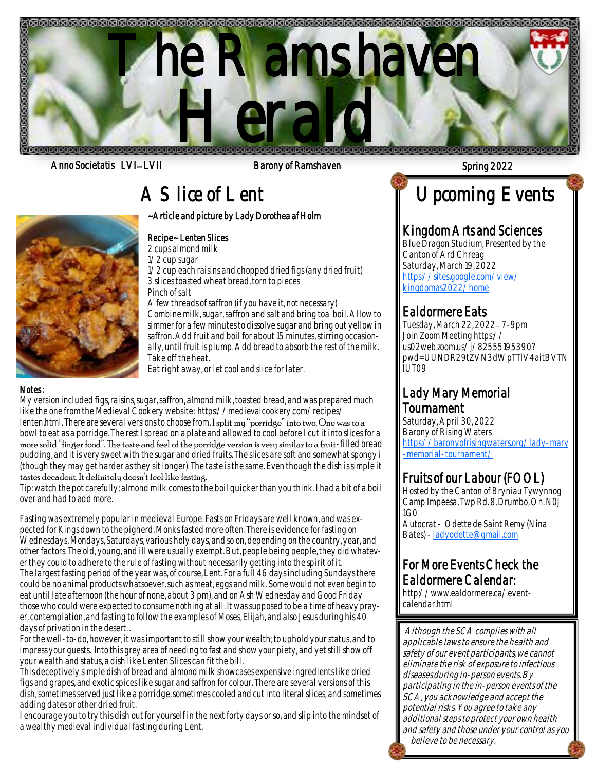# The Ramshaven Herald

Anno Societatis LVI–LVII Barony of Ramshaven Spring 2022

## A Slice of Lent

~Article and picture by Lady Dorothea af Holm

**Recipe~ Lenten Slices**

2 cups almond milk
1/2 cup sugar
1/2 cup each raisins and chopped dried figs (any dried fruit)
3 slices toasted wheat bread, torn to pieces
Pinch of salt
A few threads of saffron (if you have it, not necessary)

Combine milk, sugar, saffron and salt and bring toa boil. Allow to simmer for a few minutes to dissolve sugar and bring out yellow in saffron. Add fruit and boil for about 15 minutes, stirring occasionally, until fruit is plump. Add bread to absorb the rest of the milk. Take off the heat.

Eat right away, or let cool and slice for later.

**Notes:**

My version included figs, raisins, sugar, saffron, almond milk, toasted bread, and was prepared much like the one from the Medieval Cookery website: https://medievalcookery.com/recipes/lenten.html. There are several versions to choose from. I split my "porridge" into two. One was to a bowl to eat as a porridge. The rest I spread on a plate and allowed to cool before I cut it into slices for a more solid "finger food". The taste and feel of the porridge version is very similar to a fruit-filled bread pudding, and it is very sweet with the sugar and dried fruits. The slices are soft and somewhat spongy i (though they may get harder as they sit longer). The taste is the same. Even though the dish is simple it tastes decadent. It definitely doesn't feel like fasting.

Tip: watch the pot carefully; almond milk comes to the boil quicker than you think. I had a bit of a boil over and had to add more.

Fasting was extremely popular in medieval Europe. Fasts on Fridays are well known, and was expected for Kings down to the pigherd. Monks fasted more often. There is evidence for fasting on Wednesdays, Mondays, Saturdays, various holy days, and so on, depending on the country, year, and other factors. The old, young, and ill were usually exempt. But, people being people, they did whatever they could to adhere to the rule of fasting without necessarily getting into the spirit of it.

The largest fasting period of the year was, of course, Lent. For a full 46 days including Sundays there could be no animal products whatsoever, such as meat, eggs and milk. Some would not even begin to eat until late afternoon (the hour of none, about 3 pm), and on Ash Wednesday and Good Friday those who could were expected to consume nothing at all. It was supposed to be a time of heavy prayer, contemplation, and fasting to follow the examples of Moses, Elijah, and also Jesus during his 40 days of privation in the desert..

For the well-to-do, however, it was important to still show your wealth; to uphold your status, and to impress your guests. Into this grey area of needing to fast and show your piety, and yet still show off your wealth and status, a dish like Lenten Slices can fit the bill.

This deceptively simple dish of bread and almond milk showcases expensive ingredients like dried figs and grapes, and exotic spices like sugar and saffron for colour. There are several versions of this dish, sometimes served just like a porridge, sometimes cooled and cut into literal slices, and sometimes adding dates or other dried fruit.

I encourage you to try this dish out for yourself in the next forty days or so, and slip into the mindset of a wealthy medieval individual fasting during Lent.

## Upcoming Events

### Kingdom Arts and Sciences

Blue Dragon Studium, Presented by the Canton of Ard Chreag
Saturday, March 19, 2022
https://sites.google.com/view/kingdomas2022/home

### Ealdormere Eats

Tuesday, March 22, 2022 – 7-9pm
Join Zoom Meeting https://us02web.zoom.us/j/82555195390?pwd=UUNDR29tZVN3dWpTTlV4aitBVTNIUT09

### Lady Mary Memorial Tournament

Saturday, April 30, 2022
Barony of Rising Waters
https://baronyofrisingwaters.org/lady-mary-memorial-tournament/

### Fruits of our Labour (FOOL)

Hosted by the Canton of Bryniau Tywynnog
Camp Impeesa, Twp Rd. 8, Drumbo, On. N0J 1G0
Autocrat - Odette de Saint Remy (Nina Bates) - ladyodette@gmail.com

### For More Events Check the Ealdormere Calendar:

http://www.ealdormere.ca/event-calendar.html

*Although the SCA complies with all applicable laws to ensure the health and safety of our event participants, we cannot eliminate the risk of exposure to infectious diseases during in-person events. By participating in the in-person events of the SCA, you acknowledge and accept the potential risks. You agree to take any additional steps to protect your own health and safety and those under your control as you believe to be necessary.*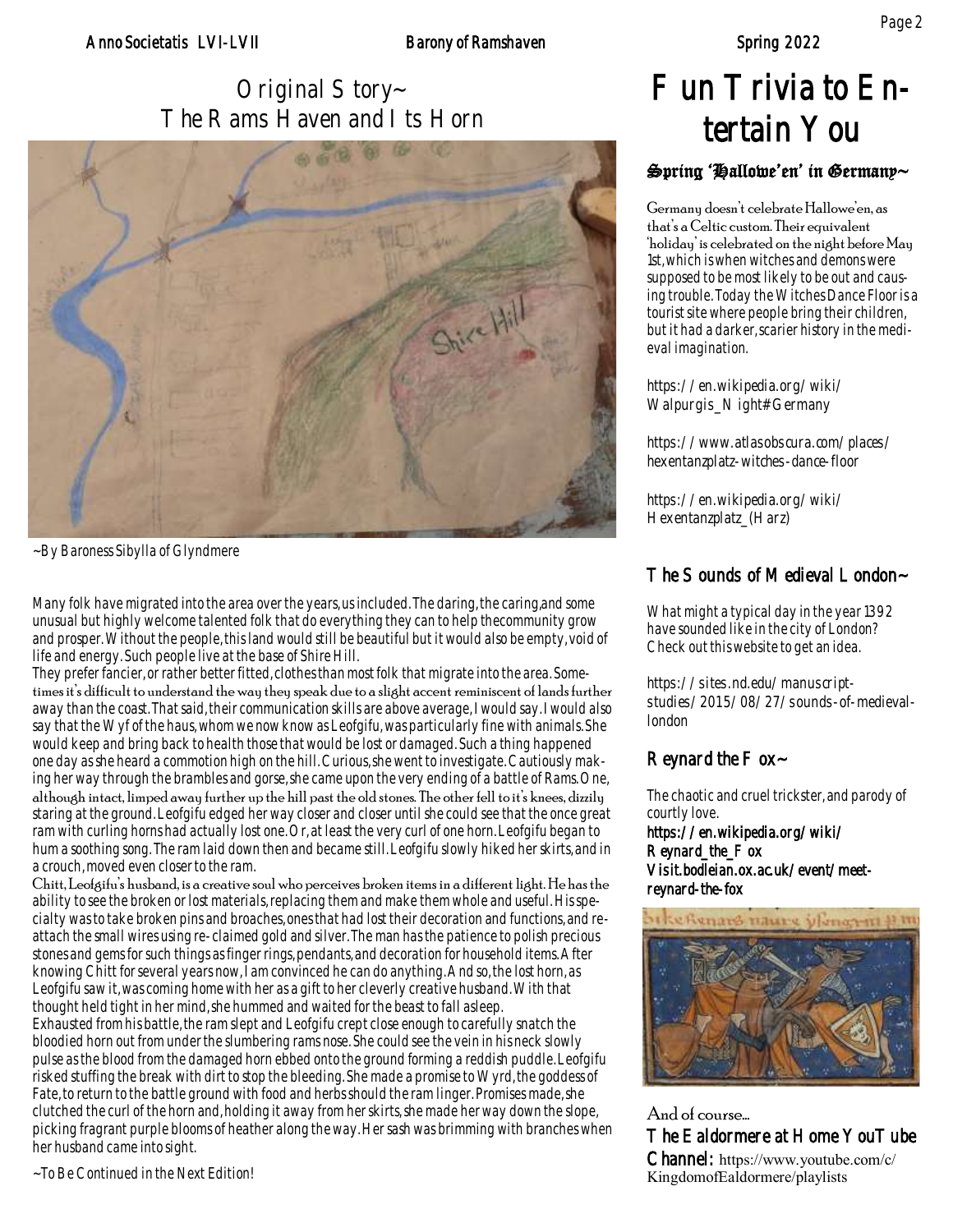## Original Story~ The Rams Haven and Its Horn

~By Baroness Sibylla of Glyndmere

Many folk have migrated into the area over the years, us included. The daring, the caring, and some unusual but highly welcome talented folk that do everything they can to help the community grow and prosper. Without the people, this land would still be beautiful but it would also be empty, void of life and energy. Such people live at the base of Shire Hill.

They prefer fancier, or rather better fitted, clothes than most folk that migrate into the area. Sometimes it's difficult to understand the way they speak due to a slight accent reminiscent of lands further away than the coast. That said, their communication skills are above average, I would say. I would also say that the Wyf of the haus, whom we now know as Leofgifu, was particularly fine with animals. She would keep and bring back to health those that would be lost or damaged. Such a thing happened one day as she heard a commotion high on the hill. Curious, she went to investigate. Cautiously making her way through the brambles and gorse, she came upon the very ending of a battle of Rams. One, although intact, limped away further up the hill past the old stones. The other fell to it's knees, dizzily staring at the ground. Leofgifu edged her way closer and closer until she could see that the once great ram with curling horns had actually lost one. Or, at least the very curl of one horn. Leofgifu began to hum a soothing song. The ram laid down then and became still. Leofgifu slowly hiked her skirts, and in a crouch, moved even closer to the ram.

Chitt, Leofgifu's husband, is a creative soul who perceives broken items in a different light. He has the ability to see the broken or lost materials, replacing them and make them whole and useful. His specialty was to take broken pins and broaches, ones that had lost their decoration and functions, and reattach the small wires using re-claimed gold and silver. The man has the patience to polish precious stones and gems for such things as finger rings, pendants, and decoration for household items. After knowing Chitt for several years now, I am convinced he can do anything. And so, the lost horn, as Leofgifu saw it, was coming home with her as a gift to her cleverly creative husband. With that thought held tight in her mind, she hummed and waited for the beast to fall asleep.

Exhausted from his battle, the ram slept and Leofgifu crept close enough to carefully snatch the bloodied horn out from under the slumbering rams nose. She could see the vein in his neck slowly pulse as the blood from the damaged horn ebbed onto the ground forming a reddish puddle. Leofgifu risked stuffing the break with dirt to stop the bleeding. She made a promise to Wyrd, the goddess of Fate, to return to the battle ground with food and herbs should the ram linger. Promises made, she clutched the curl of the horn and, holding it away from her skirts, she made her way down the slope, picking fragrant purple blooms of heather along the way. Her sash was brimming with branches when her husband came into sight.

~To Be Continued in the Next Edition!

# Fun Trivia to Entertain You

### Spring 'Hallowe'en' in Germany~

Germany doesn't celebrate Hallowe'en, as that's a Celtic custom. Their equivalent 'holiday' is celebrated on the night before May 1st, which is when witches and demons were supposed to be most likely to be out and causing trouble. Today the Witches Dance Floor is a tourist site where people bring their children, but it had a darker, scarier history in the medieval imagination.

https://en.wikipedia.org/wiki/Walpurgis_Night#Germany

https://www.atlasobscura.com/places/hexentanzplatz-witches-dance-floor

https://en.wikipedia.org/wiki/Hexentanzplatz_(Harz)

### The Sounds of Medieval London~

What might a typical day in the year 1392 have sounded like in the city of London? Check out this website to get an idea.

https://sites.nd.edu/manuscript-studies/2015/08/27/sounds-of-medieval-london

### Reynard the Fox~

The chaotic and cruel trickster, and parody of courtly love.

**https://en.wikipedia.org/wiki/Reynard_the_Fox**
**Visit.bodleian.ox.ac.uk/event/meet-reynard-the-fox**

And of course...

**The Ealdormere at Home YouTube Channel:** https://www.youtube.com/c/KingdomofEaldormere/playlists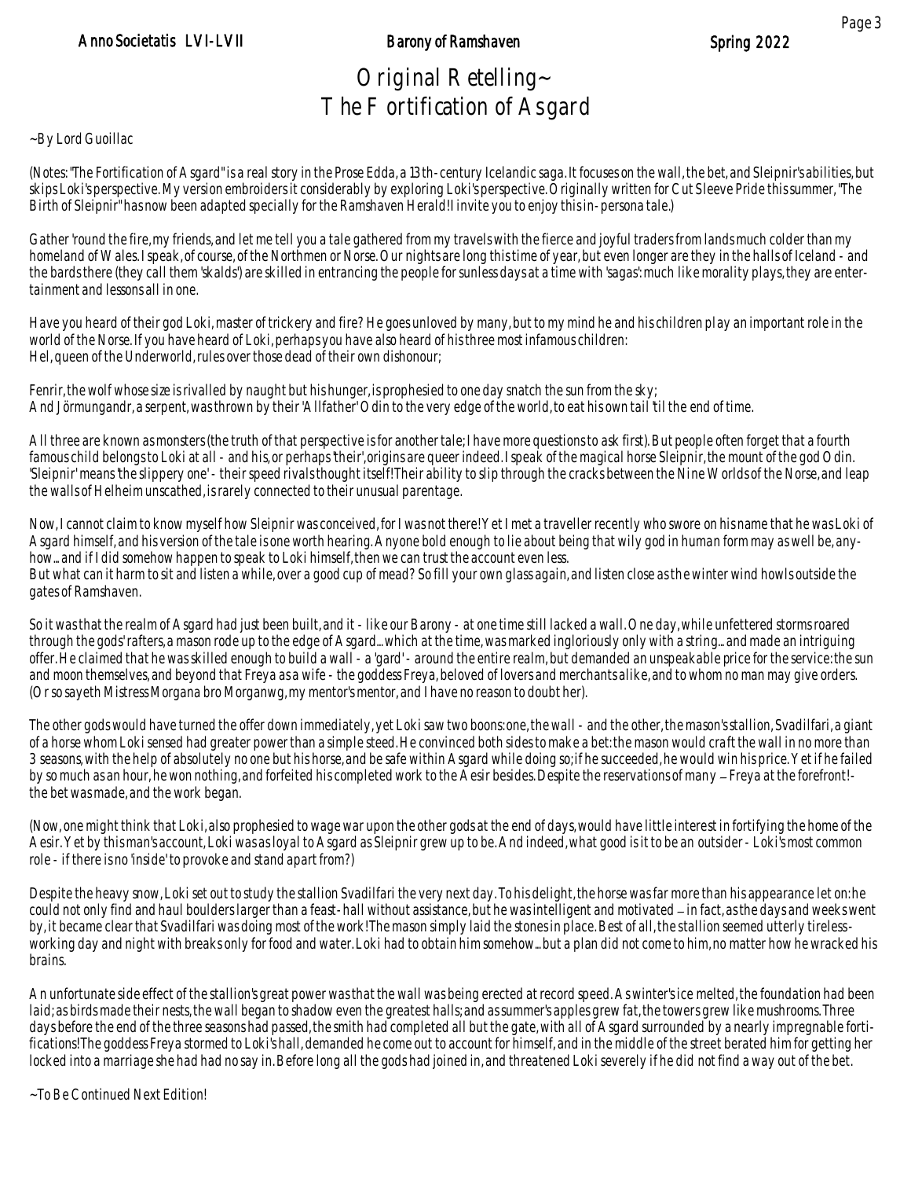# Original Retelling~ The Fortification of Asgard

~By Lord Guoillac

(Notes: "The Fortification of Asgard" is a real story in the Prose Edda, a 13th-century Icelandic saga. It focuses on the wall, the bet, and Sleipnir's abilities, but skips Loki's perspective. My version embroiders it considerably by exploring Loki's perspective. Originally written for Cut Sleeve Pride this summer, "The Birth of Sleipnir" has now been adapted specially for the Ramshaven Herald! I invite you to enjoy this in-persona tale.)

Gather 'round the fire, my friends, and let me tell you a tale gathered from my travels with the fierce and joyful traders from lands much colder than my homeland of Wales. I speak, of course, of the Northmen or Norse. Our nights are long this time of year, but even longer are they in the halls of Iceland - and the bards there (they call them 'skalds') are skilled in entrancing the people for sunless days at a time with 'sagas': much like morality plays, they are entertainment and lessons all in one.

Have you heard of their god Loki, master of trickery and fire? He goes unloved by many, but to my mind he and his children play an important role in the world of the Norse. If you have heard of Loki, perhaps you have also heard of his three most infamous children:
Hel, queen of the Underworld, rules over those dead of their own dishonour;

Fenrir, the wolf whose size is rivalled by naught but his hunger, is prophesied to one day snatch the sun from the sky;
And Jörmungandr, a serpent, was thrown by their 'Allfather' Odin to the very edge of the world, to eat his own tail 'til the end of time.

All three are known as monsters (the truth of that perspective is for another tale; I have more questions to ask first). But people often forget that a fourth famous child belongs to Loki at all - and his, or perhaps 'their', origins are queer indeed. I speak of the magical horse Sleipnir, the mount of the god Odin. 'Sleipnir' means 'the slippery one' - their speed rivals thought itself! Their ability to slip through the cracks between the Nine Worlds of the Norse, and leap the walls of Helheim unscathed, is rarely connected to their unusual parentage.

Now, I cannot claim to know myself how Sleipnir was conceived, for I was not there! Yet I met a traveller recently who swore on his name that he was Loki of Asgard himself, and his version of the tale is one worth hearing. Anyone bold enough to lie about being that wily god in human form may as well be, anyhow... and if I did somehow happen to speak to Loki himself, then we can trust the account even less.
But what can it harm to sit and listen a while, over a good cup of mead? So fill your own glass again, and listen close as the winter wind howls outside the gates of Ramshaven.

So it was that the realm of Asgard had just been built, and it - like our Barony - at one time still lacked a wall. One day, while unfettered storms roared through the gods' rafters, a mason rode up to the edge of Asgard... which at the time, was marked ingloriously only with a string... and made an intriguing offer. He claimed that he was skilled enough to build a wall - a 'gard' - around the entire realm, but demanded an unspeakable price for the service: the sun and moon themselves, and beyond that Freya as a wife - the goddess Freya, beloved of lovers and merchants alike, and to whom no man may give orders. (Or so sayeth Mistress Morgana bro Morganwg, my mentor's mentor, and I have no reason to doubt her).

The other gods would have turned the offer down immediately, yet Loki saw two boons: one, the wall - and the other, the mason's stallion, Svadilfari, a giant of a horse whom Loki sensed had greater power than a simple steed. He convinced both sides to make a bet: the mason would craft the wall in no more than 3 seasons, with the help of absolutely no one but his horse, and be safe within Asgard while doing so; if he succeeded, he would win his price. Yet if he failed by so much as an hour, he won nothing, and forfeited his completed work to the Aesir besides. Despite the reservations of many – Freya at the forefront! - the bet was made, and the work began.

(Now, one might think that Loki, also prophesied to wage war upon the other gods at the end of days, would have little interest in fortifying the home of the Aesir. Yet by this man's account, Loki was as loyal to Asgard as Sleipnir grew up to be. And indeed, what good is it to be an outsider - Loki's most common role - if there is no 'inside' to provoke and stand apart from?)

Despite the heavy snow, Loki set out to study the stallion Svadilfari the very next day. To his delight, the horse was far more than his appearance let on: he could not only find and haul boulders larger than a feast-hall without assistance, but he was intelligent and motivated – in fact, as the days and weeks went by, it became clear that Svadilfari was doing most of the work! The mason simply laid the stones in place. Best of all, the stallion seemed utterly tireless- working day and night with breaks only for food and water. Loki had to obtain him somehow... but a plan did not come to him, no matter how he wracked his brains.

An unfortunate side effect of the stallion's great power was that the wall was being erected at record speed. As winter's ice melted, the foundation had been laid; as birds made their nests, the wall began to shadow even the greatest halls; and as summer's apples grew fat, the towers grew like mushrooms. Three days before the end of the three seasons had passed, the smith had completed all but the gate, with all of Asgard surrounded by a nearly impregnable fortifications! The goddess Freya stormed to Loki's hall, demanded he come out to account for himself, and in the middle of the street berated him for getting her locked into a marriage she had had no say in. Before long all the gods had joined in, and threatened Loki severely if he did not find a way out of the bet.

~To Be Continued Next Edition!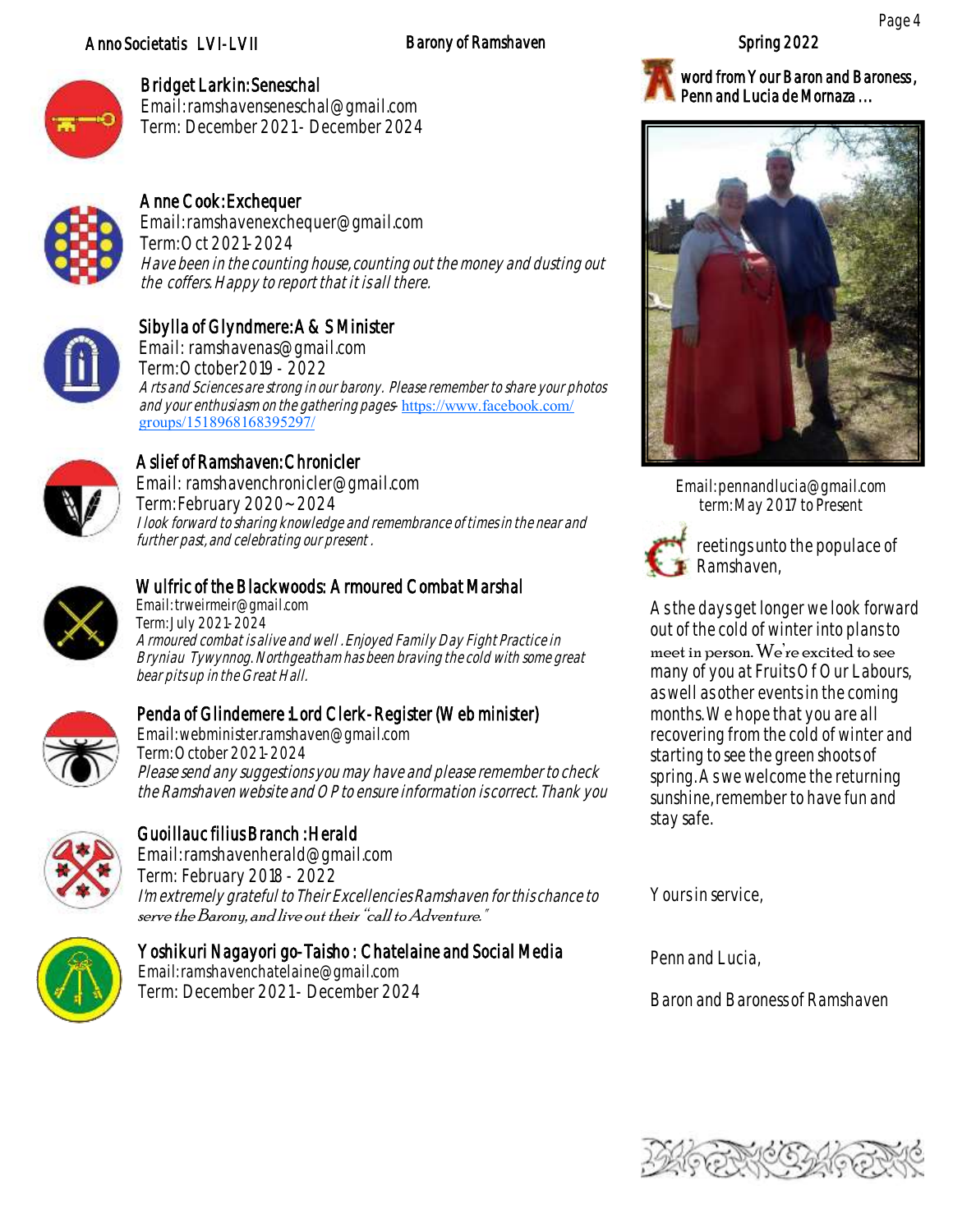**Bridget Larkin: Seneschal**
Email: ramshavenseneschal@gmail.com
Term: December 2021 - December 2024

**Anne Cook: Exchequer**
Email: ramshavenexchequer@gmail.com
Term: Oct 2021-2024
*Have been in the counting house, counting out the money and dusting out the coffers. Happy to report that it is all there.*

**Sibylla of Glyndmere: A & S Minister**
Email: ramshavenas@gmail.com
Term: October 2019 - 2022
*Arts and Sciences are strong in our barony. Please remember to share your photos and your enthusiasm on the gathering pages-* https://www.facebook.com/groups/1518968168395297/

**Aslief of Ramshaven: Chronicler**
Email: ramshavenchronicler@gmail.com
Term: February 2020 ~ 2024
*I look forward to sharing knowledge and remembrance of times in the near and further past, and celebrating our present.*

**Wulfric of the Blackwoods: Armoured Combat Marshal**
Email: trweirmeir@gmail.com
Term: July 2021-2024
*Armoured combat is alive and well. Enjoyed Family Day Fight Practice in Bryniau Tywynnog. Northgeatham has been braving the cold with some great bear pits up in the Great Hall.*

**Penda of Glindemere: Lord Clerk-Register (Web minister)**
Email: webminister.ramshaven@gmail.com
Term: October 2021-2024
*Please send any suggestions you may have and please remember to check the Ramshaven website and OP to ensure information is correct. Thank you*

**Guoillauc filius Branch: Herald**
Email: ramshavenherald@gmail.com
Term: February 2018 - 2022
*I'm extremely grateful to Their Excellencies Ramshaven for this chance to serve the Barony, and live out their "call to Adventure."*

**Yoshikuri Nagayori go-Taisho: Chatelaine and Social Media**
Email: ramshavenchatelaine@gmail.com
Term: December 2021 - December 2024

## A word from Your Baron and Baroness, Penn and Lucia de Mornaza ...

Email: pennandlucia@gmail.com
term: May 2017 to Present

Greetings unto the populace of Ramshaven,

As the days get longer we look forward out of the cold of winter into plans to meet in person. We're excited to see many of you at Fruits Of Our Labours, as well as other events in the coming months. We hope that you are all recovering from the cold of winter and starting to see the green shoots of spring. As we welcome the returning sunshine, remember to have fun and stay safe.

Yours in service,

Penn and Lucia,

Baron and Baroness of Ramshaven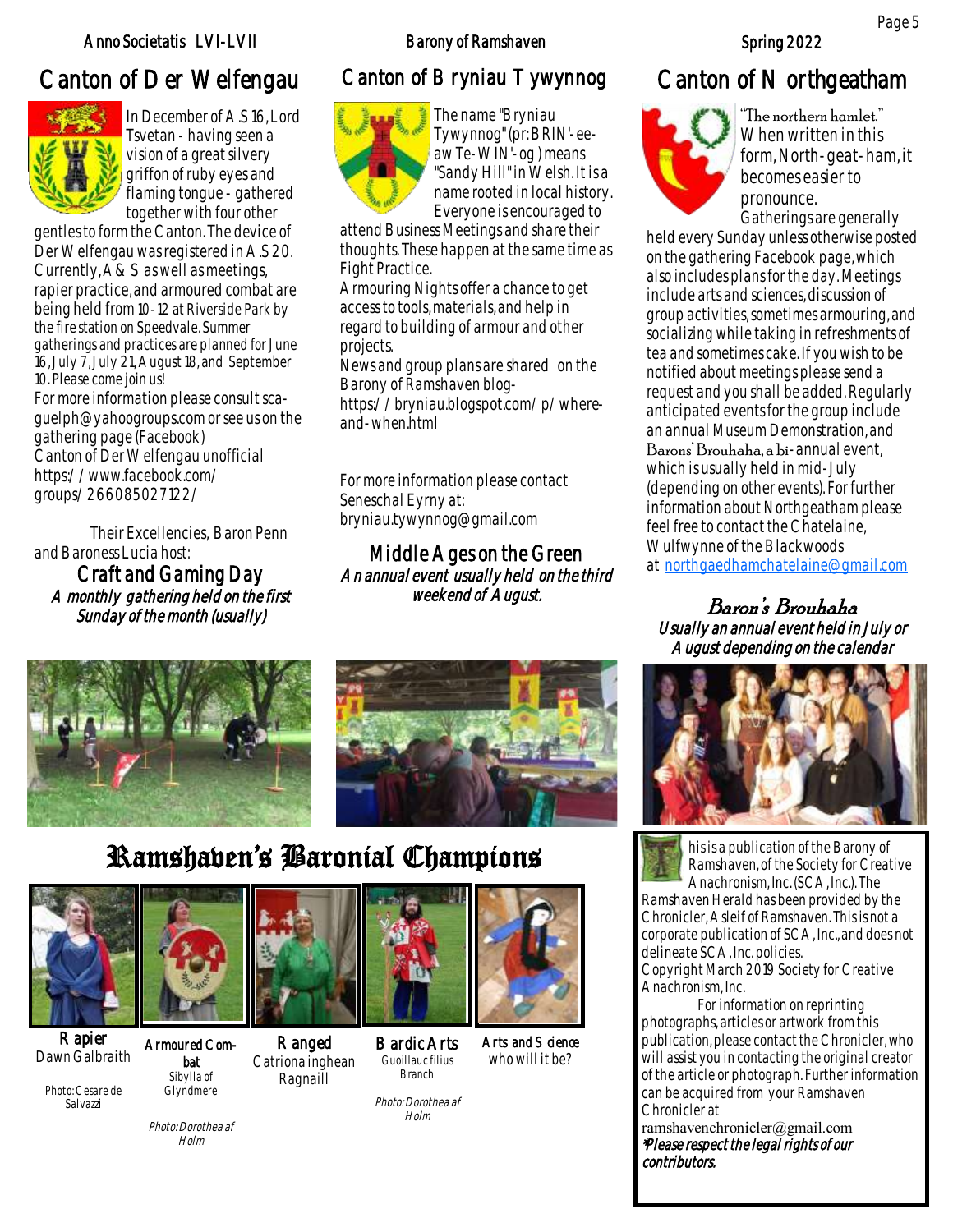## Canton of Der Welfengau

In December of A.S 16, Lord Tsvetan - having seen a vision of a great silvery griffon of ruby eyes and flaming tongue - gathered together with four other gentles to form the Canton. The device of Der Welfengau was registered in A.S 20. Currently, A & S as well as meetings, rapier practice, and armoured combat are being held from 10 - 12 at Riverside Park by the fire station on Speedvale. Summer gatherings and practices are planned for June 16, July 7, July 21, August 18, and September 10. Please come join us!

For more information please consult sca-guelph@yahoogroups.com or see us on the gathering page (Facebook)
Canton of Der Welfengau unofficial
https://www.facebook.com/groups/266085027122/

Their Excellencies, Baron Penn and Baroness Lucia host:

### Craft and Gaming Day

*A monthly gathering held on the first Sunday of the month (usually)*

## Canton of Bryniau Tywynnog

The name "Bryniau Tywynnog" (pr: BRIN'-ee-aw Te-WIN'-og) means "Sandy Hill" in Welsh. It is a name rooted in local history. Everyone is encouraged to attend Business Meetings and share their thoughts. These happen at the same time as Fight Practice.

Armouring Nights offer a chance to get access to tools, materials, and help in regard to building of armour and other projects.

News and group plans are shared on the Barony of Ramshaven blog-
https://bryniau.blogspot.com/p/where-and-when.html

For more information please contact Seneschal Eyrny at:
bryniau.tywynnog@gmail.com

### Middle Ages on the Green

*An annual event usually held on the third weekend of August.*

## Canton of Northgeatham

"The northern hamlet." When written in this form, North-geat-ham, it becomes easier to pronounce.

Gatherings are generally held every Sunday unless otherwise posted on the gathering Facebook page, which also includes plans for the day. Meetings include arts and sciences, discussion of group activities, sometimes armouring, and socializing while taking in refreshments of tea and sometimes cake. If you wish to be notified about meetings please send a request and you shall be added. Regularly anticipated events for the group include an annual Museum Demonstration, and Barons' Brouhaha, a bi-annual event, which is usually held in mid-July (depending on other events). For further information about Northgeatham please feel free to contact the Chatelaine, Wulfwynne of the Blackwoods at northgaedhamchatelaine@gmail.com

### Baron's Brouhaha

*Usually an annual event held in July or August depending on the calendar*

## Ramshaven's Baronial Champions

| Rapier | Armoured Combat | Ranged | Bardic Arts | Arts and Science |
|---|---|---|---|---|
| Dawn Galbraith | Sibylla of Glyndmere | Catriona inghean Ragnaill | Guoillauc filius Branch | who will it be? |
| Photo: Cesare de Salvazzi | Photo: Dorothea af Holm | | Photo: Dorothea af Holm | |

This is a publication of the Barony of Ramshaven, of the Society for Creative Anachronism, Inc. (SCA, Inc.). The Ramshaven Herald has been provided by the Chronicler, Asleif of Ramshaven. This is not a corporate publication of SCA, Inc., and does not delineate SCA, Inc. policies.
Copyright March 2019 Society for Creative Anachronism, Inc.

For information on reprinting photographs, articles or artwork from this publication, please contact the Chronicler, who will assist you in contacting the original creator of the article or photograph. Further information can be acquired from your Ramshaven Chronicler at
ramshavenchronicler@gmail.com

*\*Please respect the legal rights of our contributors.*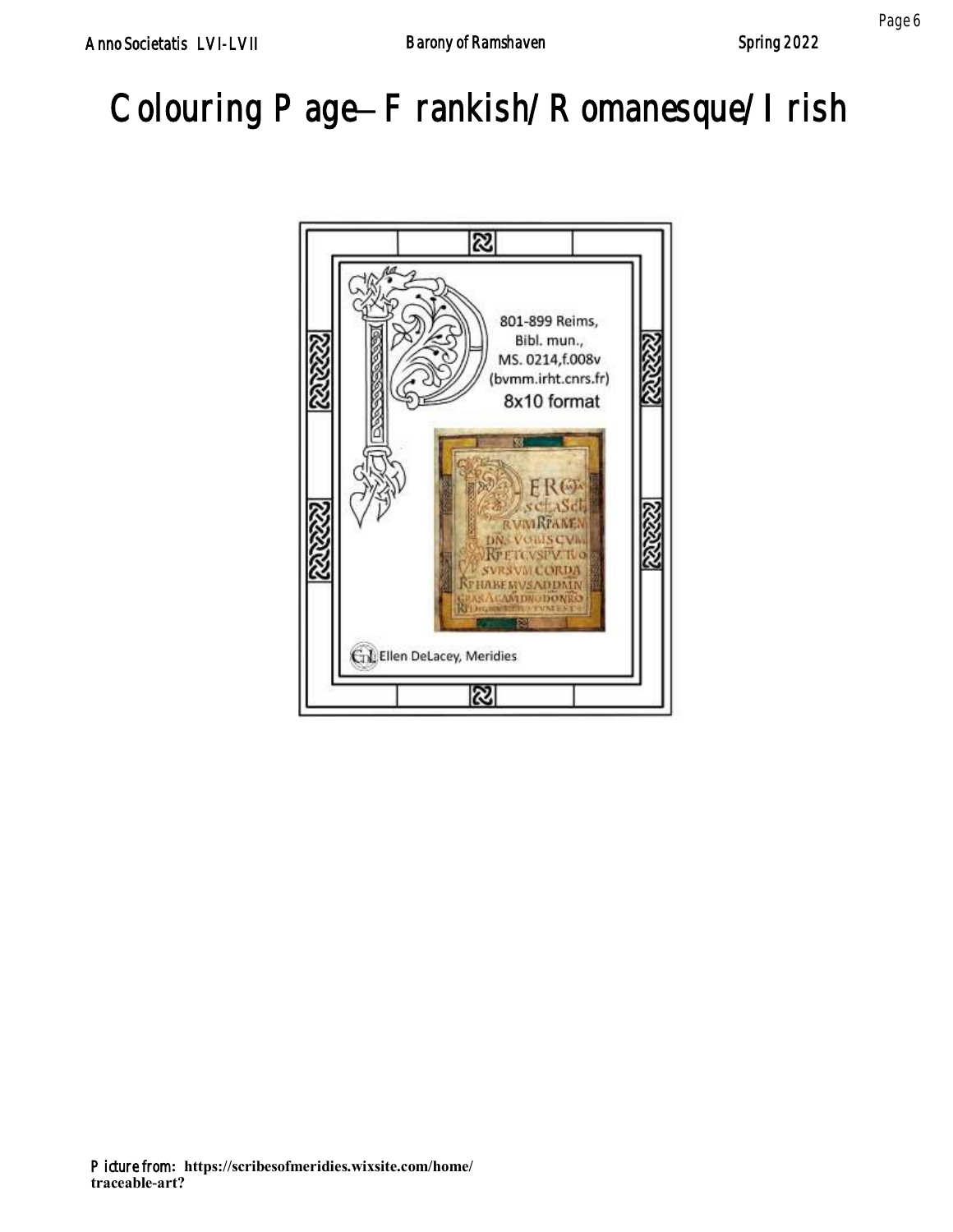# Colouring Page—Frankish/Romanesque/Irish

801-899 Reims, Bibl. mun., MS. 0214,f.008v (bvmm.irht.cnrs.fr)

8x10 format

Ellen DeLacey, Meridies

Picture from: https://scribesofmeridies.wixsite.com/home/traceable-art?